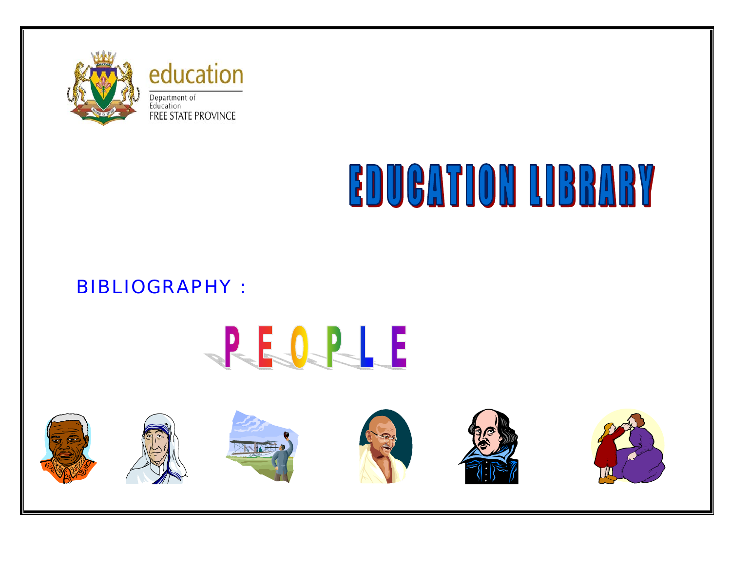education

Department of Education
FREE STATE PROVINCE

# EDUCATION LIBRARY

BIBLIOGRAPHY :

## PEOPLE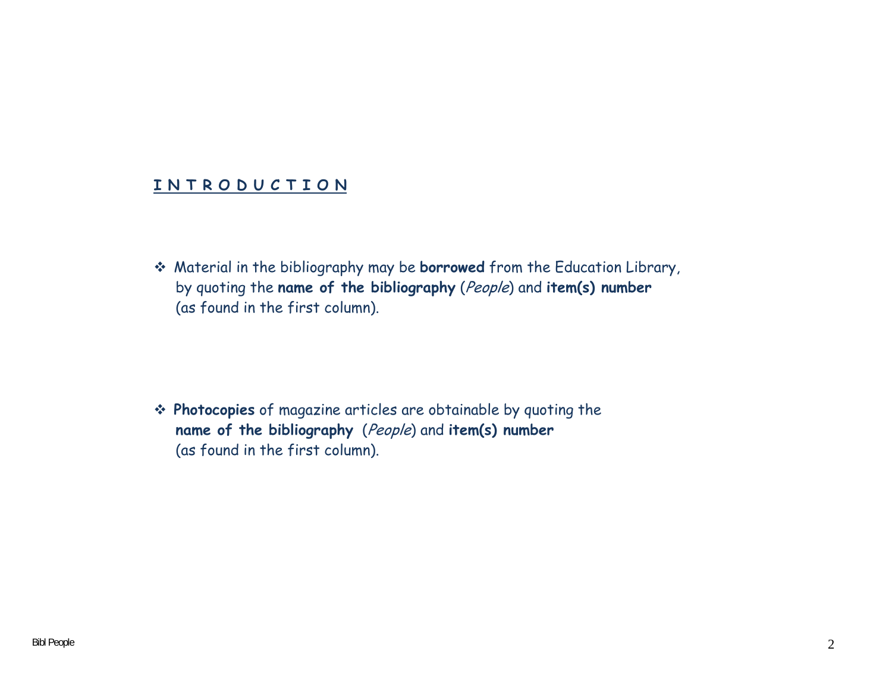## INTRODUCTION

- Material in the bibliography may be **borrowed** from the Education Library, by quoting the **name of the bibliography** (*People*) and **item(s) number** (as found in the first column).

- **Photocopies** of magazine articles are obtainable by quoting the **name of the bibliography** (*People*) and **item(s) number** (as found in the first column).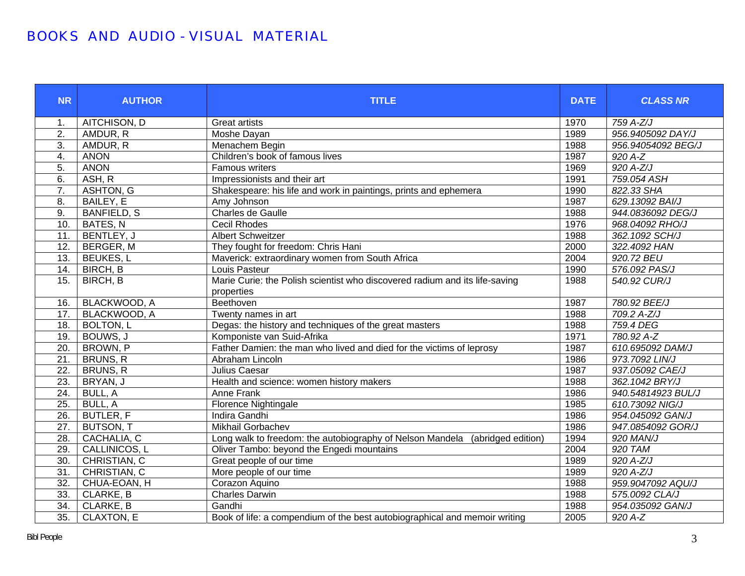# BOOKS AND AUDIO - VISUAL MATERIAL

| NR | AUTHOR | TITLE | DATE | *CLASS NR* |
|---|---|---|---|---|
| 1. | AITCHISON, D | Great artists | 1970 | *759 A-Z/J* |
| 2. | AMDUR, R | Moshe Dayan | 1989 | *956.9405092 DAY/J* |
| 3. | AMDUR, R | Menachem Begin | 1988 | *956.94054092 BEG/J* |
| 4. | ANON | Children's book of famous lives | 1987 | *920 A-Z* |
| 5. | ANON | Famous writers | 1969 | *920 A-Z/J* |
| 6. | ASH, R | Impressionists and their art | 1991 | *759.054 ASH* |
| 7. | ASHTON, G | Shakespeare: his life and work in paintings, prints and ephemera | 1990 | *822.33 SHA* |
| 8. | BAILEY, E | Amy Johnson | 1987 | *629.13092 BAI/J* |
| 9. | BANFIELD, S | Charles de Gaulle | 1988 | *944.0836092 DEG/J* |
| 10. | BATES, N | Cecil Rhodes | 1976 | *968.04092 RHO/J* |
| 11. | BENTLEY, J | Albert Schweitzer | 1988 | *362.1092 SCH/J* |
| 12. | BERGER, M | They fought for freedom: Chris Hani | 2000 | *322.4092 HAN* |
| 13. | BEUKES, L | Maverick: extraordinary women from South Africa | 2004 | *920.72 BEU* |
| 14. | BIRCH, B | Louis Pasteur | 1990 | *576.092 PAS/J* |
| 15. | BIRCH, B | Marie Curie: the Polish scientist who discovered radium and its life-saving properties | 1988 | *540.92 CUR/J* |
| 16. | BLACKWOOD, A | Beethoven | 1987 | *780.92 BEE/J* |
| 17. | BLACKWOOD, A | Twenty names in art | 1988 | *709.2 A-Z/J* |
| 18. | BOLTON, L | Degas: the history and techniques of the great masters | 1988 | *759.4 DEG* |
| 19. | BOUWS, J | Komponiste van Suid-Afrika | 1971 | *780.92 A-Z* |
| 20. | BROWN, P | Father Damien: the man who lived and died for the victims of leprosy | 1987 | *610.695092 DAM/J* |
| 21. | BRUNS, R | Abraham Lincoln | 1986 | *973.7092 LIN/J* |
| 22. | BRUNS, R | Julius Caesar | 1987 | *937.05092 CAE/J* |
| 23. | BRYAN, J | Health and science: women history makers | 1988 | *362.1042 BRY/J* |
| 24. | BULL, A | Anne Frank | 1986 | *940.54814923 BUL/J* |
| 25. | BULL, A | Florence Nightingale | 1985 | *610.73092 NIG/J* |
| 26. | BUTLER, F | Indira Gandhi | 1986 | *954.045092 GAN/J* |
| 27. | BUTSON, T | Mikhail Gorbachev | 1986 | *947.0854092 GOR/J* |
| 28. | CACHALIA, C | Long walk to freedom: the autobiography of Nelson Mandela (abridged edition) | 1994 | *920 MAN/J* |
| 29. | CALLINICOS, L | Oliver Tambo: beyond the Engedi mountains | 2004 | *920 TAM* |
| 30. | CHRISTIAN, C | Great people of our time | 1989 | *920 A-Z/J* |
| 31. | CHRISTIAN, C | More people of our time | 1989 | *920 A-Z/J* |
| 32. | CHUA-EOAN, H | Corazon Aquino | 1988 | *959.9047092 AQU/J* |
| 33. | CLARKE, B | Charles Darwin | 1988 | *575.0092 CLA/J* |
| 34. | CLARKE, B | Gandhi | 1988 | *954.035092 GAN/J* |
| 35. | CLAXTON, E | Book of life: a compendium of the best autobiographical and memoir writing | 2005 | *920 A-Z* |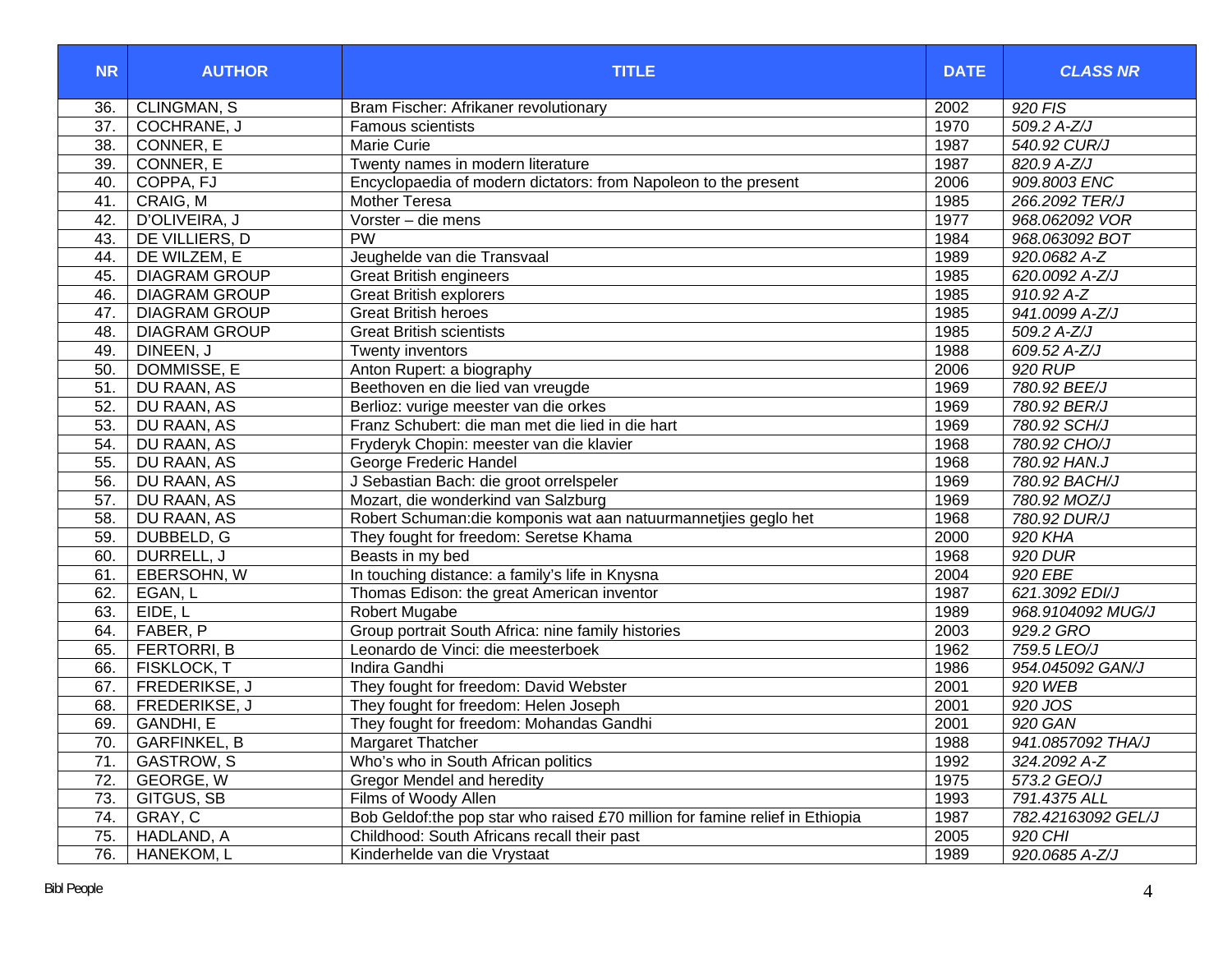| NR | AUTHOR | TITLE | DATE | CLASS NR |
|---|---|---|---|---|
| 36. | CLINGMAN, S | Bram Fischer: Afrikaner revolutionary | 2002 | *920 FIS* |
| 37. | COCHRANE, J | Famous scientists | 1970 | *509.2 A-Z/J* |
| 38. | CONNER, E | Marie Curie | 1987 | *540.92 CUR/J* |
| 39. | CONNER, E | Twenty names in modern literature | 1987 | *820.9 A-Z/J* |
| 40. | COPPA, FJ | Encyclopaedia of modern dictators: from Napoleon to the present | 2006 | *909.8003 ENC* |
| 41. | CRAIG, M | Mother Teresa | 1985 | *266.2092 TER/J* |
| 42. | D'OLIVEIRA, J | Vorster – die mens | 1977 | *968.062092 VOR* |
| 43. | DE VILLIERS, D | PW | 1984 | *968.063092 BOT* |
| 44. | DE WILZEM, E | Jeughelde van die Transvaal | 1989 | *920.0682 A-Z* |
| 45. | DIAGRAM GROUP | Great British engineers | 1985 | *620.0092 A-Z/J* |
| 46. | DIAGRAM GROUP | Great British explorers | 1985 | *910.92 A-Z* |
| 47. | DIAGRAM GROUP | Great British heroes | 1985 | *941.0099 A-Z/J* |
| 48. | DIAGRAM GROUP | Great British scientists | 1985 | *509.2 A-Z/J* |
| 49. | DINEEN, J | Twenty inventors | 1988 | *609.52 A-Z/J* |
| 50. | DOMMISSE, E | Anton Rupert: a biography | 2006 | *920 RUP* |
| 51. | DU RAAN, AS | Beethoven en die lied van vreugde | 1969 | *780.92 BEE/J* |
| 52. | DU RAAN, AS | Berlioz: vurige meester van die orkes | 1969 | *780.92 BER/J* |
| 53. | DU RAAN, AS | Franz Schubert: die man met die lied in die hart | 1969 | *780.92 SCH/J* |
| 54. | DU RAAN, AS | Fryderyk Chopin: meester van die klavier | 1968 | *780.92 CHO/J* |
| 55. | DU RAAN, AS | George Frederic Handel | 1968 | *780.92 HAN.J* |
| 56. | DU RAAN, AS | J Sebastian Bach: die groot orrelspeler | 1969 | *780.92 BACH/J* |
| 57. | DU RAAN, AS | Mozart, die wonderkind van Salzburg | 1969 | *780.92 MOZ/J* |
| 58. | DU RAAN, AS | Robert Schuman:die komponis wat aan natuurmannetjies geglo het | 1968 | *780.92 DUR/J* |
| 59. | DUBBELD, G | They fought for freedom: Seretse Khama | 2000 | *920 KHA* |
| 60. | DURRELL, J | Beasts in my bed | 1968 | *920 DUR* |
| 61. | EBERSOHN, W | In touching distance: a family's life in Knysna | 2004 | *920 EBE* |
| 62. | EGAN, L | Thomas Edison: the great American inventor | 1987 | *621.3092 EDI/J* |
| 63. | EIDE, L | Robert Mugabe | 1989 | *968.9104092 MUG/J* |
| 64. | FABER, P | Group portrait South Africa: nine family histories | 2003 | *929.2 GRO* |
| 65. | FERTORRI, B | Leonardo de Vinci: die meesterboek | 1962 | *759.5 LEO/J* |
| 66. | FISKLOCK, T | Indira Gandhi | 1986 | *954.045092 GAN/J* |
| 67. | FREDERIKSE, J | They fought for freedom: David Webster | 2001 | *920 WEB* |
| 68. | FREDERIKSE, J | They fought for freedom: Helen Joseph | 2001 | *920 JOS* |
| 69. | GANDHI, E | They fought for freedom: Mohandas Gandhi | 2001 | *920 GAN* |
| 70. | GARFINKEL, B | Margaret Thatcher | 1988 | *941.0857092 THA/J* |
| 71. | GASTROW, S | Who's who in South African politics | 1992 | *324.2092 A-Z* |
| 72. | GEORGE, W | Gregor Mendel and heredity | 1975 | *573.2 GEO/J* |
| 73. | GITGUS, SB | Films of Woody Allen | 1993 | *791.4375 ALL* |
| 74. | GRAY, C | Bob Geldof:the pop star who raised £70 million for famine relief in Ethiopia | 1987 | *782.42163092 GEL/J* |
| 75. | HADLAND, A | Childhood: South Africans recall their past | 2005 | *920 CHI* |
| 76. | HANEKOM, L | Kinderhelde van die Vrystaat | 1989 | *920.0685 A-Z/J* |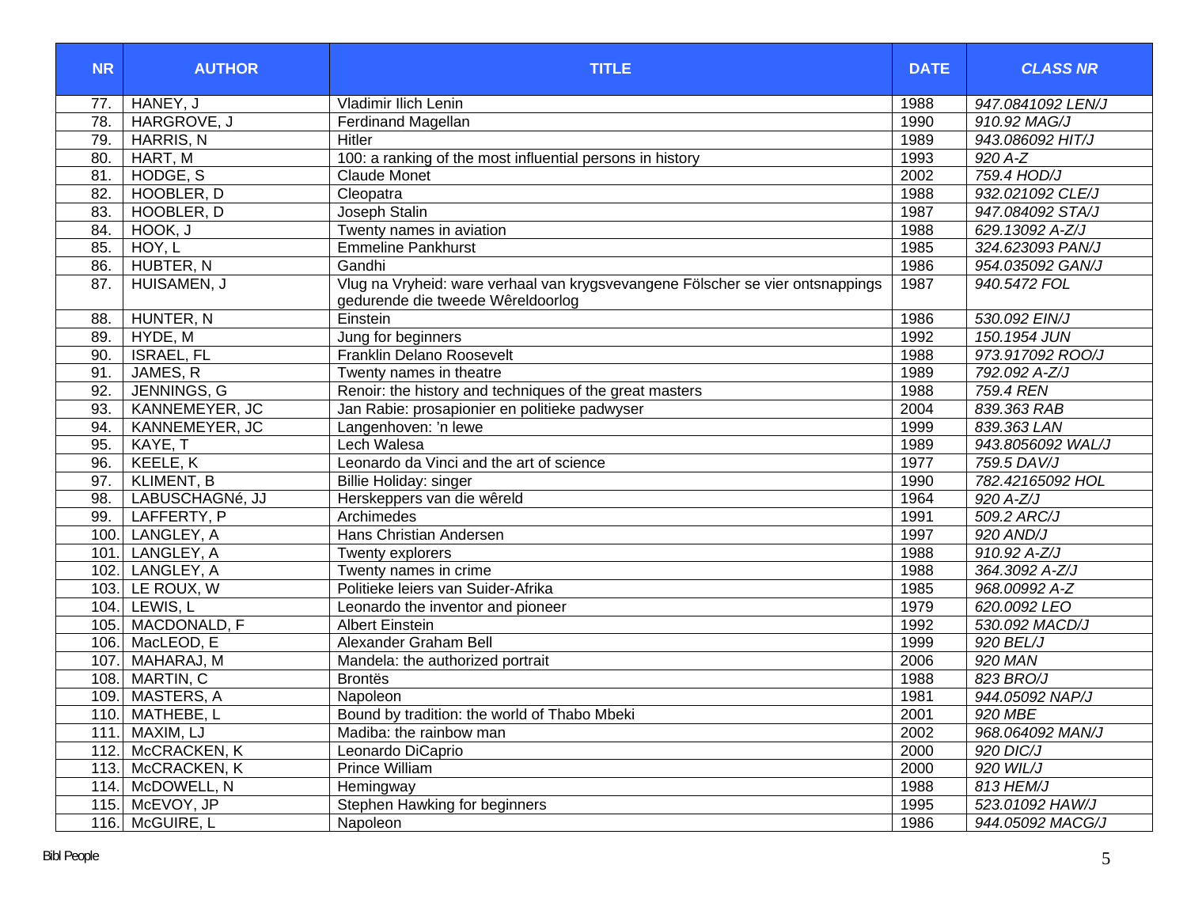| NR | AUTHOR | TITLE | DATE | CLASS NR |
|---|---|---|---|---|
| 77. | HANEY, J | Vladimir Ilich Lenin | 1988 | *947.0841092 LEN/J* |
| 78. | HARGROVE, J | Ferdinand Magellan | 1990 | *910.92 MAG/J* |
| 79. | HARRIS, N | Hitler | 1989 | *943.086092 HIT/J* |
| 80. | HART, M | 100: a ranking of the most influential persons in history | 1993 | *920 A-Z* |
| 81. | HODGE, S | Claude Monet | 2002 | *759.4 HOD/J* |
| 82. | HOOBLER, D | Cleopatra | 1988 | *932.021092 CLE/J* |
| 83. | HOOBLER, D | Joseph Stalin | 1987 | *947.084092 STA/J* |
| 84. | HOOK, J | Twenty names in aviation | 1988 | *629.13092 A-Z/J* |
| 85. | HOY, L | Emmeline Pankhurst | 1985 | *324.623093 PAN/J* |
| 86. | HUBTER, N | Gandhi | 1986 | *954.035092 GAN/J* |
| 87. | HUISAMEN, J | Vlug na Vryheid: ware verhaal van krygsvevangene Fölscher se vier ontsnappings gedurende die tweede Wêreldoorlog | 1987 | *940.5472 FOL* |
| 88. | HUNTER, N | Einstein | 1986 | *530.092 EIN/J* |
| 89. | HYDE, M | Jung for beginners | 1992 | *150.1954 JUN* |
| 90. | ISRAEL, FL | Franklin Delano Roosevelt | 1988 | *973.917092 ROO/J* |
| 91. | JAMES, R | Twenty names in theatre | 1989 | *792.092 A-Z/J* |
| 92. | JENNINGS, G | Renoir: the history and techniques of the great masters | 1988 | *759.4 REN* |
| 93. | KANNEMEYER, JC | Jan Rabie: prosapionier en politieke padwyser | 2004 | *839.363 RAB* |
| 94. | KANNEMEYER, JC | Langenhoven: 'n lewe | 1999 | *839.363 LAN* |
| 95. | KAYE, T | Lech Walesa | 1989 | *943.8056092 WAL/J* |
| 96. | KEELE, K | Leonardo da Vinci and the art of science | 1977 | *759.5 DAV/J* |
| 97. | KLIMENT, B | Billie Holiday: singer | 1990 | *782.42165092 HOL* |
| 98. | LABUSCHAGNé, JJ | Herskeppers van die wêreld | 1964 | *920 A-Z/J* |
| 99. | LAFFERTY, P | Archimedes | 1991 | *509.2 ARC/J* |
| 100. | LANGLEY, A | Hans Christian Andersen | 1997 | *920 AND/J* |
| 101. | LANGLEY, A | Twenty explorers | 1988 | *910.92 A-Z/J* |
| 102. | LANGLEY, A | Twenty names in crime | 1988 | *364.3092 A-Z/J* |
| 103. | LE ROUX, W | Politieke leiers van Suider-Afrika | 1985 | *968.00992 A-Z* |
| 104. | LEWIS, L | Leonardo the inventor and pioneer | 1979 | *620.0092 LEO* |
| 105. | MACDONALD, F | Albert Einstein | 1992 | *530.092 MACD/J* |
| 106. | MacLEOD, E | Alexander Graham Bell | 1999 | *920 BEL/J* |
| 107. | MAHARAJ, M | Mandela: the authorized portrait | 2006 | *920 MAN* |
| 108. | MARTIN, C | Brontës | 1988 | *823 BRO/J* |
| 109. | MASTERS, A | Napoleon | 1981 | *944.05092 NAP/J* |
| 110. | MATHEBE, L | Bound by tradition: the world of Thabo Mbeki | 2001 | *920 MBE* |
| 111. | MAXIM, LJ | Madiba: the rainbow man | 2002 | *968.064092 MAN/J* |
| 112. | McCRACKEN, K | Leonardo DiCaprio | 2000 | *920 DIC/J* |
| 113. | McCRACKEN, K | Prince William | 2000 | *920 WIL/J* |
| 114. | McDOWELL, N | Hemingway | 1988 | *813 HEM/J* |
| 115. | McEVOY, JP | Stephen Hawking for beginners | 1995 | *523.01092 HAW/J* |
| 116. | McGUIRE, L | Napoleon | 1986 | *944.05092 MACG/J* |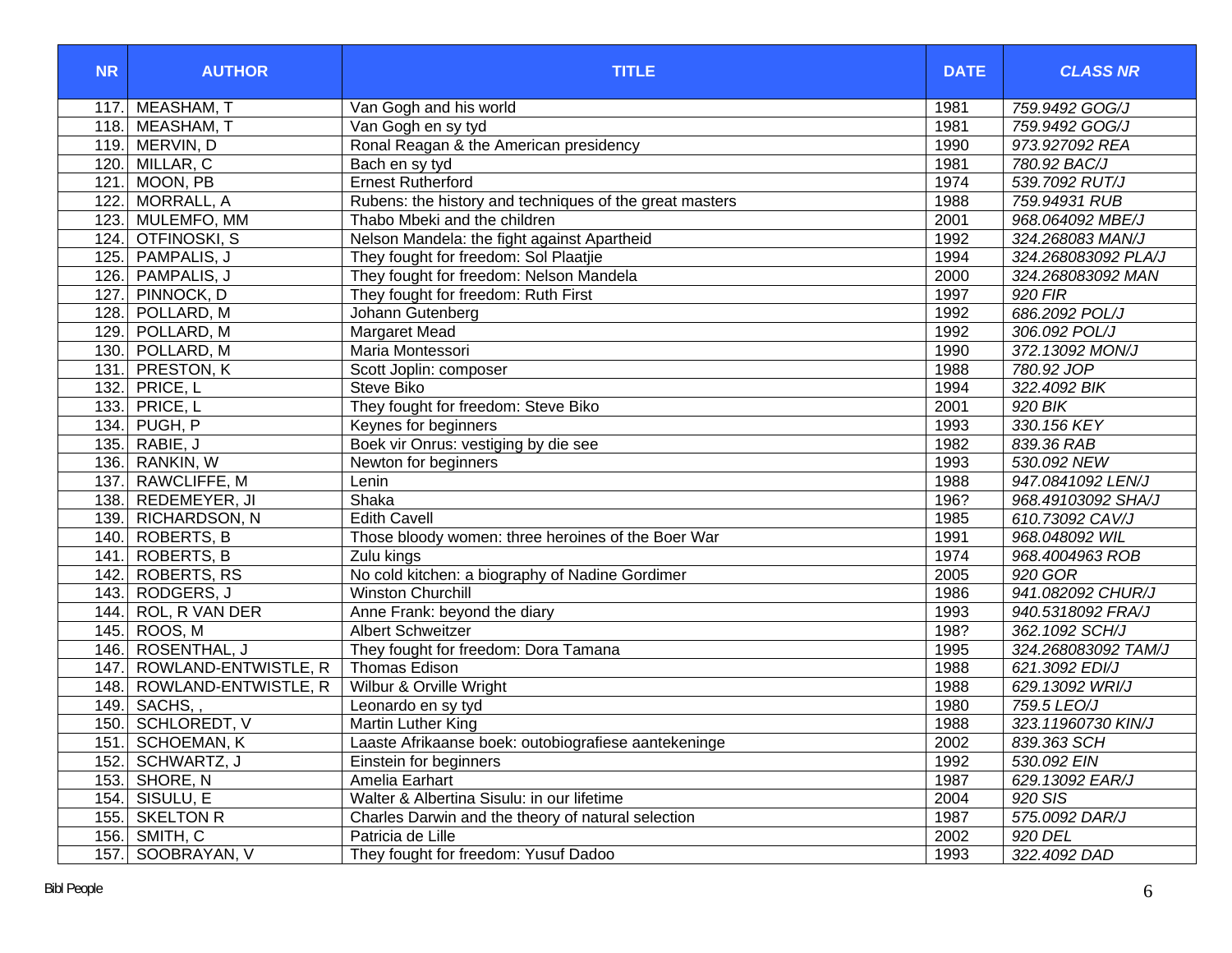| NR | AUTHOR | TITLE | DATE | CLASS NR |
|---|---|---|---|---|
| 117. | MEASHAM, T | Van Gogh and his world | 1981 | *759.9492 GOG/J* |
| 118. | MEASHAM, T | Van Gogh en sy tyd | 1981 | *759.9492 GOG/J* |
| 119. | MERVIN, D | Ronal Reagan & the American presidency | 1990 | *973.927092 REA* |
| 120. | MILLAR, C | Bach en sy tyd | 1981 | *780.92 BAC/J* |
| 121. | MOON, PB | Ernest Rutherford | 1974 | *539.7092 RUT/J* |
| 122. | MORRALL, A | Rubens: the history and techniques of the great masters | 1988 | *759.94931 RUB* |
| 123. | MULEMFO, MM | Thabo Mbeki and the children | 2001 | *968.064092 MBE/J* |
| 124. | OTFINOSKI, S | Nelson Mandela: the fight against Apartheid | 1992 | *324.268083 MAN/J* |
| 125. | PAMPALIS, J | They fought for freedom: Sol Plaatjie | 1994 | *324.268083092 PLA/J* |
| 126. | PAMPALIS, J | They fought for freedom: Nelson Mandela | 2000 | *324.268083092 MAN* |
| 127. | PINNOCK, D | They fought for freedom: Ruth First | 1997 | *920 FIR* |
| 128. | POLLARD, M | Johann Gutenberg | 1992 | *686.2092 POL/J* |
| 129. | POLLARD, M | Margaret Mead | 1992 | *306.092 POL/J* |
| 130. | POLLARD, M | Maria Montessori | 1990 | *372.13092 MON/J* |
| 131. | PRESTON, K | Scott Joplin: composer | 1988 | *780.92 JOP* |
| 132. | PRICE, L | Steve Biko | 1994 | *322.4092 BIK* |
| 133. | PRICE, L | They fought for freedom: Steve Biko | 2001 | *920 BIK* |
| 134. | PUGH, P | Keynes for beginners | 1993 | *330.156 KEY* |
| 135. | RABIE, J | Boek vir Onrus: vestiging by die see | 1982 | *839.36 RAB* |
| 136. | RANKIN, W | Newton for beginners | 1993 | *530.092 NEW* |
| 137. | RAWCLIFFE, M | Lenin | 1988 | *947.0841092 LEN/J* |
| 138. | REDEMEYER, JI | Shaka | 196? | *968.49103092 SHA/J* |
| 139. | RICHARDSON, N | Edith Cavell | 1985 | *610.73092 CAV/J* |
| 140. | ROBERTS, B | Those bloody women: three heroines of the Boer War | 1991 | *968.048092 WIL* |
| 141. | ROBERTS, B | Zulu kings | 1974 | *968.4004963 ROB* |
| 142. | ROBERTS, RS | No cold kitchen: a biography of Nadine Gordimer | 2005 | *920 GOR* |
| 143. | RODGERS, J | Winston Churchill | 1986 | *941.082092 CHUR/J* |
| 144. | ROL, R VAN DER | Anne Frank: beyond the diary | 1993 | *940.5318092 FRA/J* |
| 145. | ROOS, M | Albert Schweitzer | 198? | *362.1092 SCH/J* |
| 146. | ROSENTHAL, J | They fought for freedom: Dora Tamana | 1995 | *324.268083092 TAM/J* |
| 147. | ROWLAND-ENTWISTLE, R | Thomas Edison | 1988 | *621.3092 EDI/J* |
| 148. | ROWLAND-ENTWISTLE, R | Wilbur & Orville Wright | 1988 | *629.13092 WRI/J* |
| 149. | SACHS, , | Leonardo en sy tyd | 1980 | *759.5 LEO/J* |
| 150. | SCHLOREDT, V | Martin Luther King | 1988 | *323.11960730 KIN/J* |
| 151. | SCHOEMAN, K | Laaste Afrikaanse boek: outobiografiese aantekeninge | 2002 | *839.363 SCH* |
| 152. | SCHWARTZ, J | Einstein for beginners | 1992 | *530.092 EIN* |
| 153. | SHORE, N | Amelia Earhart | 1987 | *629.13092 EAR/J* |
| 154. | SISULU, E | Walter & Albertina Sisulu: in our lifetime | 2004 | *920 SIS* |
| 155. | SKELTON R | Charles Darwin and the theory of natural selection | 1987 | *575.0092 DAR/J* |
| 156. | SMITH, C | Patricia de Lille | 2002 | *920 DEL* |
| 157. | SOOBRAYAN, V | They fought for freedom: Yusuf Dadoo | 1993 | *322.4092 DAD* |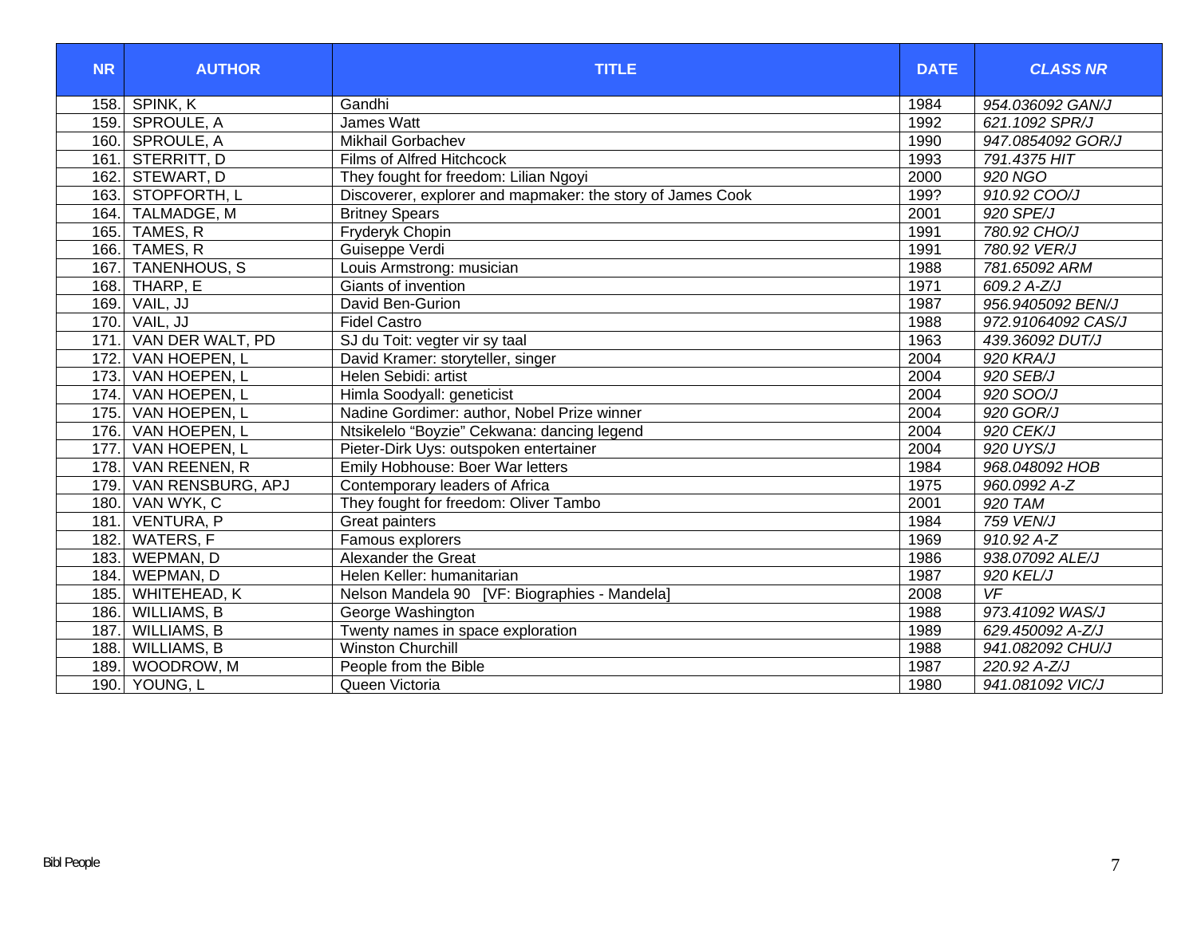| NR | AUTHOR | TITLE | DATE | CLASS NR |
|---|---|---|---|---|
| 158. | SPINK, K | Gandhi | 1984 | *954.036092 GAN/J* |
| 159. | SPROULE, A | James Watt | 1992 | *621.1092 SPR/J* |
| 160. | SPROULE, A | Mikhail Gorbachev | 1990 | *947.0854092 GOR/J* |
| 161. | STERRITT, D | Films of Alfred Hitchcock | 1993 | *791.4375 HIT* |
| 162. | STEWART, D | They fought for freedom: Lilian Ngoyi | 2000 | *920 NGO* |
| 163. | STOPFORTH, L | Discoverer, explorer and mapmaker: the story of James Cook | 199? | *910.92 COO/J* |
| 164. | TALMADGE, M | Britney Spears | 2001 | *920 SPE/J* |
| 165. | TAMES, R | Fryderyk Chopin | 1991 | *780.92 CHO/J* |
| 166. | TAMES, R | Guiseppe Verdi | 1991 | *780.92 VER/J* |
| 167. | TANENHOUS, S | Louis Armstrong: musician | 1988 | *781.65092 ARM* |
| 168. | THARP, E | Giants of invention | 1971 | *609.2 A-Z/J* |
| 169. | VAIL, JJ | David Ben-Gurion | 1987 | *956.9405092 BEN/J* |
| 170. | VAIL, JJ | Fidel Castro | 1988 | *972.91064092 CAS/J* |
| 171. | VAN DER WALT, PD | SJ du Toit: vegter vir sy taal | 1963 | *439.36092 DUT/J* |
| 172. | VAN HOEPEN, L | David Kramer: storyteller, singer | 2004 | *920 KRA/J* |
| 173. | VAN HOEPEN, L | Helen Sebidi: artist | 2004 | *920 SEB/J* |
| 174. | VAN HOEPEN, L | Himla Soodyall: geneticist | 2004 | *920 SOO/J* |
| 175. | VAN HOEPEN, L | Nadine Gordimer: author, Nobel Prize winner | 2004 | *920 GOR/J* |
| 176. | VAN HOEPEN, L | Ntsikelelo “Boyzie” Cekwana: dancing legend | 2004 | *920 CEK/J* |
| 177. | VAN HOEPEN, L | Pieter-Dirk Uys: outspoken entertainer | 2004 | *920 UYS/J* |
| 178. | VAN REENEN, R | Emily Hobhouse: Boer War letters | 1984 | *968.048092 HOB* |
| 179. | VAN RENSBURG, APJ | Contemporary leaders of Africa | 1975 | *960.0992 A-Z* |
| 180. | VAN WYK, C | They fought for freedom: Oliver Tambo | 2001 | *920 TAM* |
| 181. | VENTURA, P | Great painters | 1984 | *759 VEN/J* |
| 182. | WATERS, F | Famous explorers | 1969 | *910.92 A-Z* |
| 183. | WEPMAN, D | Alexander the Great | 1986 | *938.07092 ALE/J* |
| 184. | WEPMAN, D | Helen Keller: humanitarian | 1987 | *920 KEL/J* |
| 185. | WHITEHEAD, K | Nelson Mandela 90 [VF: Biographies - Mandela] | 2008 | *VF* |
| 186. | WILLIAMS, B | George Washington | 1988 | *973.41092 WAS/J* |
| 187. | WILLIAMS, B | Twenty names in space exploration | 1989 | *629.450092 A-Z/J* |
| 188. | WILLIAMS, B | Winston Churchill | 1988 | *941.082092 CHU/J* |
| 189. | WOODROW, M | People from the Bible | 1987 | *220.92 A-Z/J* |
| 190. | YOUNG, L | Queen Victoria | 1980 | *941.081092 VIC/J* |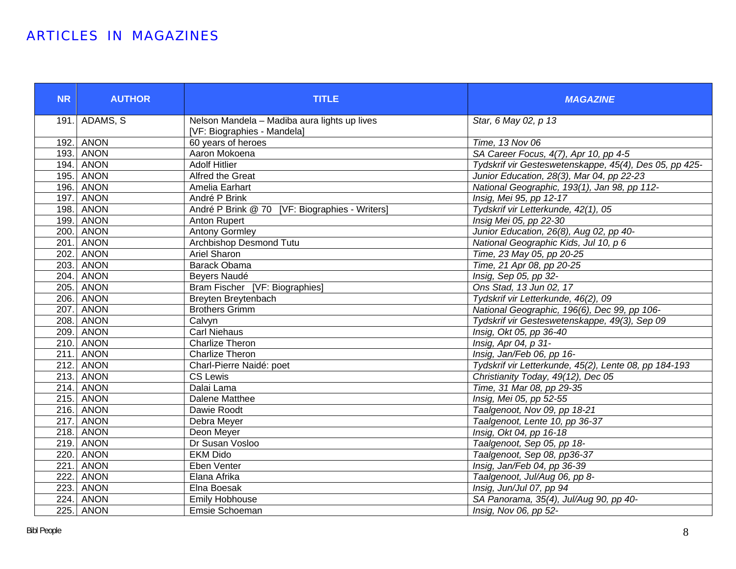## ARTICLES IN MAGAZINES

| NR | AUTHOR | TITLE | *MAGAZINE* |
|---|---|---|---|
| 191. | ADAMS, S | Nelson Mandela – Madiba aura lights up lives [VF: Biographies - Mandela] | *Star, 6 May 02, p 13* |
| 192. | ANON | 60 years of heroes | *Time, 13 Nov 06* |
| 193. | ANON | Aaron Mokoena | *SA Career Focus, 4(7), Apr 10, pp 4-5* |
| 194. | ANON | Adolf Hitlier | *Tydskrif vir Gesteswetenskappe, 45(4), Des 05, pp 425-* |
| 195. | ANON | Alfred the Great | *Junior Education, 28(3), Mar 04, pp 22-23* |
| 196. | ANON | Amelia Earhart | *National Geographic, 193(1), Jan 98, pp 112-* |
| 197. | ANON | André P Brink | *Insig, Mei 95, pp 12-17* |
| 198. | ANON | André P Brink @ 70 [VF: Biographies - Writers] | *Tydskrif vir Letterkunde, 42(1), 05* |
| 199. | ANON | Anton Rupert | *Insig Mei 05, pp 22-30* |
| 200. | ANON | Antony Gormley | *Junior Education, 26(8), Aug 02, pp 40-* |
| 201. | ANON | Archbishop Desmond Tutu | *National Geographic Kids, Jul 10, p 6* |
| 202. | ANON | Ariel Sharon | *Time, 23 May 05, pp 20-25* |
| 203. | ANON | Barack Obama | *Time, 21 Apr 08, pp 20-25* |
| 204. | ANON | Beyers Naudé | *Insig, Sep 05, pp 32-* |
| 205. | ANON | Bram Fischer [VF: Biographies] | *Ons Stad, 13 Jun 02, 17* |
| 206. | ANON | Breyten Breytenbach | *Tydskrif vir Letterkunde, 46(2), 09* |
| 207. | ANON | Brothers Grimm | *National Geographic, 196(6), Dec 99, pp 106-* |
| 208. | ANON | Calvyn | *Tydskrif vir Gesteswetenskappe, 49(3), Sep 09* |
| 209. | ANON | Carl Niehaus | *Insig, Okt 05, pp 36-40* |
| 210. | ANON | Charlize Theron | *Insig, Apr 04, p 31-* |
| 211. | ANON | Charlize Theron | *Insig, Jan/Feb 06, pp 16-* |
| 212. | ANON | Charl-Pierre Naidé: poet | *Tydskrif vir Letterkunde, 45(2), Lente 08, pp 184-193* |
| 213. | ANON | CS Lewis | *Christianity Today, 49(12), Dec 05* |
| 214. | ANON | Dalai Lama | *Time, 31 Mar 08, pp 29-35* |
| 215. | ANON | Dalene Matthee | *Insig, Mei 05, pp 52-55* |
| 216. | ANON | Dawie Roodt | *Taalgenoot, Nov 09, pp 18-21* |
| 217. | ANON | Debra Meyer | *Taalgenoot, Lente 10, pp 36-37* |
| 218. | ANON | Deon Meyer | *Insig, Okt 04, pp 16-18* |
| 219. | ANON | Dr Susan Vosloo | *Taalgenoot, Sep 05, pp 18-* |
| 220. | ANON | EKM Dido | *Taalgenoot, Sep 08, pp36-37* |
| 221. | ANON | Eben Venter | *Insig, Jan/Feb 04, pp 36-39* |
| 222. | ANON | Elana Afrika | *Taalgenoot, Jul/Aug 06, pp 8-* |
| 223. | ANON | Elna Boesak | *Insig, Jun/Jul 07, pp 94* |
| 224. | ANON | Emily Hobhouse | *SA Panorama, 35(4), Jul/Aug 90, pp 40-* |
| 225. | ANON | Emsie Schoeman | *Insig, Nov 06, pp 52-* |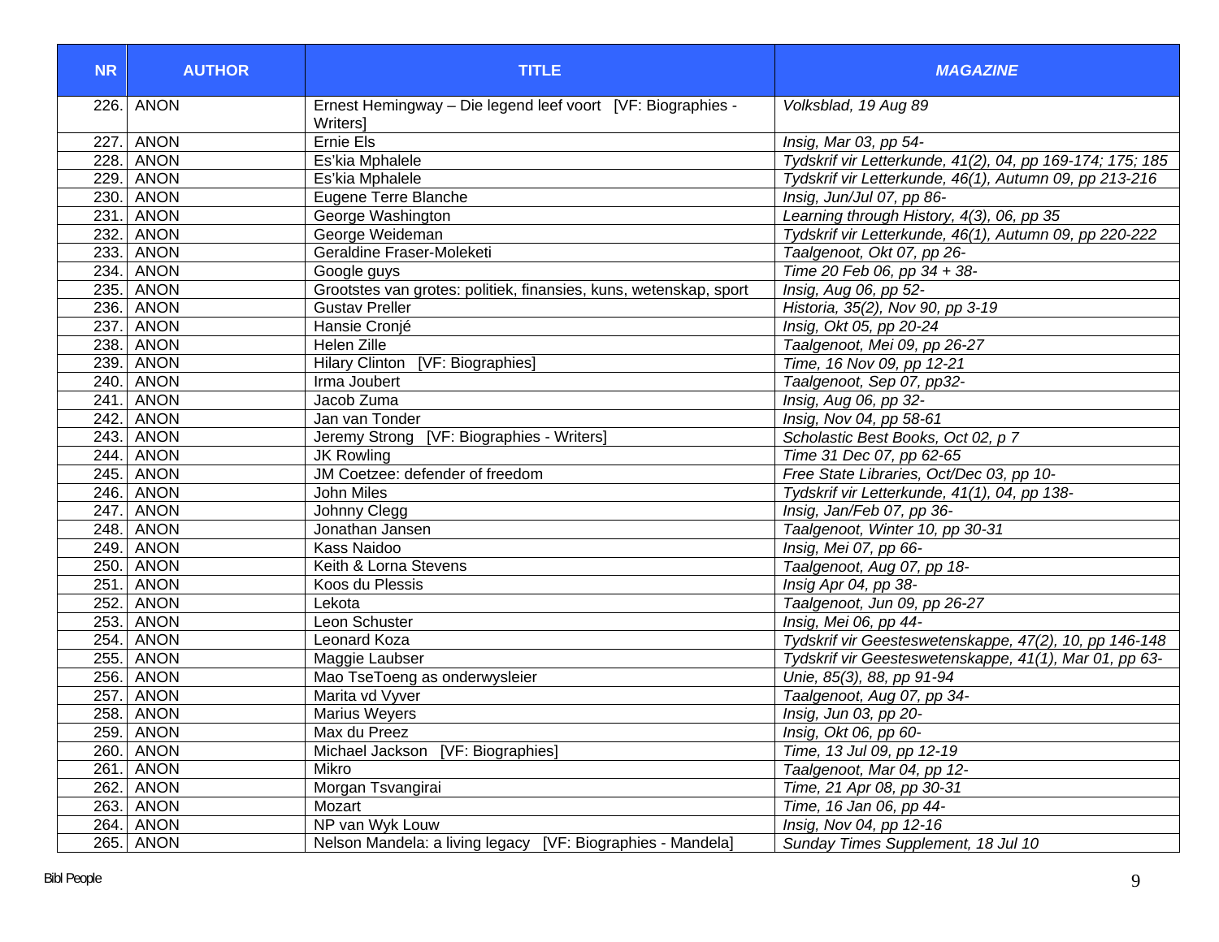| NR | AUTHOR | TITLE | *MAGAZINE* |
|---|---|---|---|
| 226. | ANON | Ernest Hemingway – Die legend leef voort [VF: Biographies - Writers] | *Volksblad, 19 Aug 89* |
| 227. | ANON | Ernie Els | *Insig, Mar 03, pp 54-* |
| 228. | ANON | Es'kia Mphalele | *Tydskrif vir Letterkunde, 41(2), 04, pp 169-174; 175; 185* |
| 229. | ANON | Es'kia Mphalele | *Tydskrif vir Letterkunde, 46(1), Autumn 09, pp 213-216* |
| 230. | ANON | Eugene Terre Blanche | *Insig, Jun/Jul 07, pp 86-* |
| 231. | ANON | George Washington | *Learning through History, 4(3), 06, pp 35* |
| 232. | ANON | George Weideman | *Tydskrif vir Letterkunde, 46(1), Autumn 09, pp 220-222* |
| 233. | ANON | Geraldine Fraser-Moleketi | *Taalgenoot, Okt 07, pp 26-* |
| 234. | ANON | Google guys | *Time 20 Feb 06, pp 34 + 38-* |
| 235. | ANON | Grootstes van grotes: politiek, finansies, kuns, wetenskap, sport | *Insig, Aug 06, pp 52-* |
| 236. | ANON | Gustav Preller | *Historia, 35(2), Nov 90, pp 3-19* |
| 237. | ANON | Hansie Cronjé | *Insig, Okt 05, pp 20-24* |
| 238. | ANON | Helen Zille | *Taalgenoot, Mei 09, pp 26-27* |
| 239. | ANON | Hilary Clinton [VF: Biographies] | *Time, 16 Nov 09, pp 12-21* |
| 240. | ANON | Irma Joubert | *Taalgenoot, Sep 07, pp32-* |
| 241. | ANON | Jacob Zuma | *Insig, Aug 06, pp 32-* |
| 242. | ANON | Jan van Tonder | *Insig, Nov 04, pp 58-61* |
| 243. | ANON | Jeremy Strong [VF: Biographies - Writers] | *Scholastic Best Books, Oct 02, p 7* |
| 244. | ANON | JK Rowling | *Time 31 Dec 07, pp 62-65* |
| 245. | ANON | JM Coetzee: defender of freedom | *Free State Libraries, Oct/Dec 03, pp 10-* |
| 246. | ANON | John Miles | *Tydskrif vir Letterkunde, 41(1), 04, pp 138-* |
| 247. | ANON | Johnny Clegg | *Insig, Jan/Feb 07, pp 36-* |
| 248. | ANON | Jonathan Jansen | *Taalgenoot, Winter 10, pp 30-31* |
| 249. | ANON | Kass Naidoo | *Insig, Mei 07, pp 66-* |
| 250. | ANON | Keith & Lorna Stevens | *Taalgenoot, Aug 07, pp 18-* |
| 251. | ANON | Koos du Plessis | *Insig Apr 04, pp 38-* |
| 252. | ANON | Lekota | *Taalgenoot, Jun 09, pp 26-27* |
| 253. | ANON | Leon Schuster | *Insig, Mei 06, pp 44-* |
| 254. | ANON | Leonard Koza | *Tydskrif vir Geesteswetenskappe, 47(2), 10, pp 146-148* |
| 255. | ANON | Maggie Laubser | *Tydskrif vir Geesteswetenskappe, 41(1), Mar 01, pp 63-* |
| 256. | ANON | Mao TseToeng as onderwysleier | *Unie, 85(3), 88, pp 91-94* |
| 257. | ANON | Marita vd Vyver | *Taalgenoot, Aug 07, pp 34-* |
| 258. | ANON | Marius Weyers | *Insig, Jun 03, pp 20-* |
| 259. | ANON | Max du Preez | *Insig, Okt 06, pp 60-* |
| 260. | ANON | Michael Jackson [VF: Biographies] | *Time, 13 Jul 09, pp 12-19* |
| 261. | ANON | Mikro | *Taalgenoot, Mar 04, pp 12-* |
| 262. | ANON | Morgan Tsvangirai | *Time, 21 Apr 08, pp 30-31* |
| 263. | ANON | Mozart | *Time, 16 Jan 06, pp 44-* |
| 264. | ANON | NP van Wyk Louw | *Insig, Nov 04, pp 12-16* |
| 265. | ANON | Nelson Mandela: a living legacy [VF: Biographies - Mandela] | *Sunday Times Supplement, 18 Jul 10* |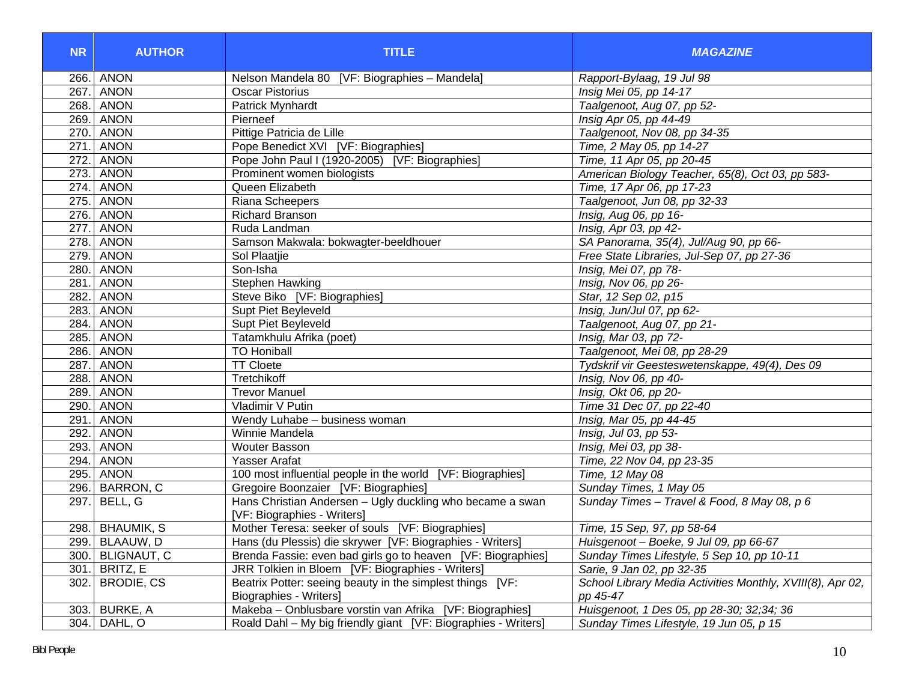| NR | AUTHOR | TITLE | MAGAZINE |
|---|---|---|---|
| 266. | ANON | Nelson Mandela 80 [VF: Biographies – Mandela] | *Rapport-Bylaag, 19 Jul 98* |
| 267. | ANON | Oscar Pistorius | *Insig Mei 05, pp 14-17* |
| 268. | ANON | Patrick Mynhardt | *Taalgenoot, Aug 07, pp 52-* |
| 269. | ANON | Pierneef | *Insig Apr 05, pp 44-49* |
| 270. | ANON | Pittige Patricia de Lille | *Taalgenoot, Nov 08, pp 34-35* |
| 271. | ANON | Pope Benedict XVI [VF: Biographies] | *Time, 2 May 05, pp 14-27* |
| 272. | ANON | Pope John Paul I (1920-2005) [VF: Biographies] | *Time, 11 Apr 05, pp 20-45* |
| 273. | ANON | Prominent women biologists | *American Biology Teacher, 65(8), Oct 03, pp 583-* |
| 274. | ANON | Queen Elizabeth | *Time, 17 Apr 06, pp 17-23* |
| 275. | ANON | Riana Scheepers | *Taalgenoot, Jun 08, pp 32-33* |
| 276. | ANON | Richard Branson | *Insig, Aug 06, pp 16-* |
| 277. | ANON | Ruda Landman | *Insig, Apr 03, pp 42-* |
| 278. | ANON | Samson Makwala: bokwagter-beeldhouer | *SA Panorama, 35(4), Jul/Aug 90, pp 66-* |
| 279. | ANON | Sol Plaatjie | *Free State Libraries, Jul-Sep 07, pp 27-36* |
| 280. | ANON | Son-Isha | *Insig, Mei 07, pp 78-* |
| 281. | ANON | Stephen Hawking | *Insig, Nov 06, pp 26-* |
| 282. | ANON | Steve Biko [VF: Biographies] | *Star, 12 Sep 02, p15* |
| 283. | ANON | Supt Piet Beyleveld | *Insig, Jun/Jul 07, pp 62-* |
| 284. | ANON | Supt Piet Beyleveld | *Taalgenoot, Aug 07, pp 21-* |
| 285. | ANON | Tatamkhulu Afrika (poet) | *Insig, Mar 03, pp 72-* |
| 286. | ANON | TO Honiball | *Taalgenoot, Mei 08, pp 28-29* |
| 287. | ANON | TT Cloete | *Tydskrif vir Geesteswetenskappe, 49(4), Des 09* |
| 288. | ANON | Tretchikoff | *Insig, Nov 06, pp 40-* |
| 289. | ANON | Trevor Manuel | *Insig, Okt 06, pp 20-* |
| 290. | ANON | Vladimir V Putin | *Time 31 Dec 07, pp 22-40* |
| 291. | ANON | Wendy Luhabe – business woman | *Insig, Mar 05, pp 44-45* |
| 292. | ANON | Winnie Mandela | *Insig, Jul 03, pp 53-* |
| 293. | ANON | Wouter Basson | *Insig, Mei 03, pp 38-* |
| 294. | ANON | Yasser Arafat | *Time, 22 Nov 04, pp 23-35* |
| 295. | ANON | 100 most influential people in the world [VF: Biographies] | *Time, 12 May 08* |
| 296. | BARRON, C | Gregoire Boonzaier [VF: Biographies] | *Sunday Times, 1 May 05* |
| 297. | BELL, G | Hans Christian Andersen – Ugly duckling who became a swan [VF: Biographies - Writers] | *Sunday Times – Travel & Food, 8 May 08, p 6* |
| 298. | BHAUMIK, S | Mother Teresa: seeker of souls [VF: Biographies] | *Time, 15 Sep, 97, pp 58-64* |
| 299. | BLAAUW, D | Hans (du Plessis) die skrywer [VF: Biographies - Writers] | *Huisgenoot – Boeke, 9 Jul 09, pp 66-67* |
| 300. | BLIGNAUT, C | Brenda Fassie: even bad girls go to heaven [VF: Biographies] | *Sunday Times Lifestyle, 5 Sep 10, pp 10-11* |
| 301. | BRITZ, E | JRR Tolkien in Bloem [VF: Biographies - Writers] | *Sarie, 9 Jan 02, pp 32-35* |
| 302. | BRODIE, CS | Beatrix Potter: seeing beauty in the simplest things [VF: Biographies - Writers] | *School Library Media Activities Monthly, XVIII(8), Apr 02, pp 45-47* |
| 303. | BURKE, A | Makeba – Onblusbare vorstin van Afrika [VF: Biographies] | *Huisgenoot, 1 Des 05, pp 28-30; 32;34; 36* |
| 304. | DAHL, O | Roald Dahl – My big friendly giant [VF: Biographies - Writers] | *Sunday Times Lifestyle, 19 Jun 05, p 15* |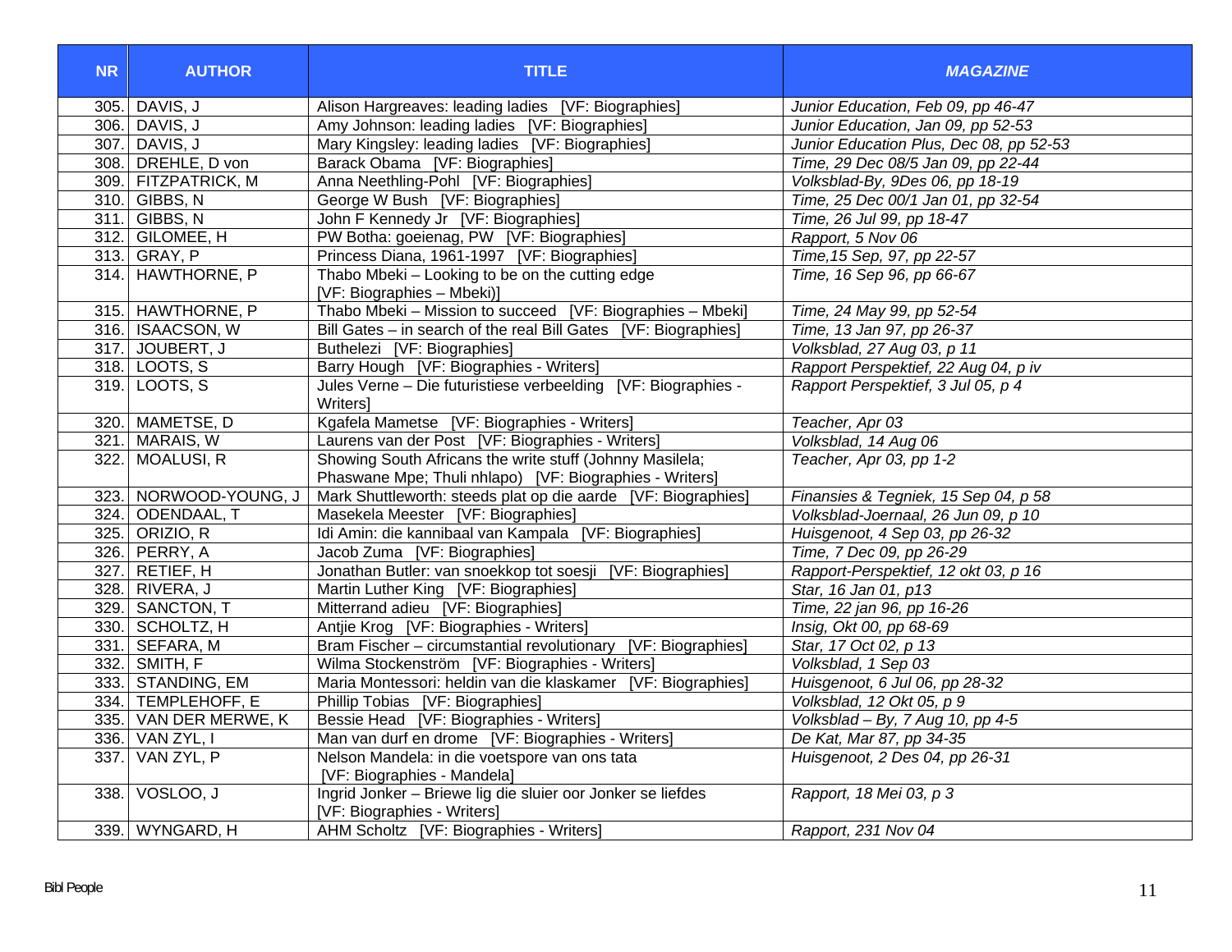| NR | AUTHOR | TITLE | MAGAZINE |
|---|---|---|---|
| 305. | DAVIS, J | Alison Hargreaves: leading ladies [VF: Biographies] | *Junior Education, Feb 09, pp 46-47* |
| 306. | DAVIS, J | Amy Johnson: leading ladies [VF: Biographies] | *Junior Education, Jan 09, pp 52-53* |
| 307. | DAVIS, J | Mary Kingsley: leading ladies [VF: Biographies] | *Junior Education Plus, Dec 08, pp 52-53* |
| 308. | DREHLE, D von | Barack Obama [VF: Biographies] | *Time, 29 Dec 08/5 Jan 09, pp 22-44* |
| 309. | FITZPATRICK, M | Anna Neethling-Pohl [VF: Biographies] | *Volksblad-By, 9Des 06, pp 18-19* |
| 310. | GIBBS, N | George W Bush [VF: Biographies] | *Time, 25 Dec 00/1 Jan 01, pp 32-54* |
| 311. | GIBBS, N | John F Kennedy Jr [VF: Biographies] | *Time, 26 Jul 99, pp 18-47* |
| 312. | GILOMEE, H | PW Botha: goeienag, PW [VF: Biographies] | *Rapport, 5 Nov 06* |
| 313. | GRAY, P | Princess Diana, 1961-1997 [VF: Biographies] | *Time,15 Sep, 97, pp 22-57* |
| 314. | HAWTHORNE, P | Thabo Mbeki – Looking to be on the cutting edge [VF: Biographies – Mbeki)] | *Time, 16 Sep 96, pp 66-67* |
| 315. | HAWTHORNE, P | Thabo Mbeki – Mission to succeed [VF: Biographies – Mbeki] | *Time, 24 May 99, pp 52-54* |
| 316. | ISAACSON, W | Bill Gates – in search of the real Bill Gates [VF: Biographies] | *Time, 13 Jan 97, pp 26-37* |
| 317. | JOUBERT, J | Buthelezi [VF: Biographies] | *Volksblad, 27 Aug 03, p 11* |
| 318. | LOOTS, S | Barry Hough [VF: Biographies - Writers] | *Rapport Perspektief, 22 Aug 04, p iv* |
| 319. | LOOTS, S | Jules Verne – Die futuristiese verbeelding [VF: Biographies - Writers] | *Rapport Perspektief, 3 Jul 05, p 4* |
| 320. | MAMETSE, D | Kgafela Mametse [VF: Biographies - Writers] | *Teacher, Apr 03* |
| 321. | MARAIS, W | Laurens van der Post [VF: Biographies - Writers] | *Volksblad, 14 Aug 06* |
| 322. | MOALUSI, R | Showing South Africans the write stuff (Johnny Masilela; Phaswane Mpe; Thuli nhlapo) [VF: Biographies - Writers] | *Teacher, Apr 03, pp 1-2* |
| 323. | NORWOOD-YOUNG, J | Mark Shuttleworth: steeds plat op die aarde [VF: Biographies] | *Finansies & Tegniek, 15 Sep 04, p 58* |
| 324. | ODENDAAL, T | Masekela Meester [VF: Biographies] | *Volksblad-Joernaal, 26 Jun 09, p 10* |
| 325. | ORIZIO, R | Idi Amin: die kannibaal van Kampala [VF: Biographies] | *Huisgenoot, 4 Sep 03, pp 26-32* |
| 326. | PERRY, A | Jacob Zuma [VF: Biographies] | *Time, 7 Dec 09, pp 26-29* |
| 327. | RETIEF, H | Jonathan Butler: van snoekkop tot soesji [VF: Biographies] | *Rapport-Perspektief, 12 okt 03, p 16* |
| 328. | RIVERA, J | Martin Luther King [VF: Biographies] | *Star, 16 Jan 01, p13* |
| 329. | SANCTON, T | Mitterrand adieu [VF: Biographies] | *Time, 22 jan 96, pp 16-26* |
| 330. | SCHOLTZ, H | Antjie Krog [VF: Biographies - Writers] | *Insig, Okt 00, pp 68-69* |
| 331. | SEFARA, M | Bram Fischer – circumstantial revolutionary [VF: Biographies] | *Star, 17 Oct 02, p 13* |
| 332. | SMITH, F | Wilma Stockenström [VF: Biographies - Writers] | *Volksblad, 1 Sep 03* |
| 333. | STANDING, EM | Maria Montessori: heldin van die klaskamer [VF: Biographies] | *Huisgenoot, 6 Jul 06, pp 28-32* |
| 334. | TEMPLEHOFF, E | Phillip Tobias [VF: Biographies] | *Volksblad, 12 Okt 05, p 9* |
| 335. | VAN DER MERWE, K | Bessie Head [VF: Biographies - Writers] | *Volksblad – By, 7 Aug 10, pp 4-5* |
| 336. | VAN ZYL, I | Man van durf en drome [VF: Biographies - Writers] | *De Kat, Mar 87, pp 34-35* |
| 337. | VAN ZYL, P | Nelson Mandela: in die voetspore van ons tata [VF: Biographies - Mandela] | *Huisgenoot, 2 Des 04, pp 26-31* |
| 338. | VOSLOO, J | Ingrid Jonker – Briewe lig die sluier oor Jonker se liefdes [VF: Biographies - Writers] | *Rapport, 18 Mei 03, p 3* |
| 339. | WYNGARD, H | AHM Scholtz [VF: Biographies - Writers] | *Rapport, 231 Nov 04* |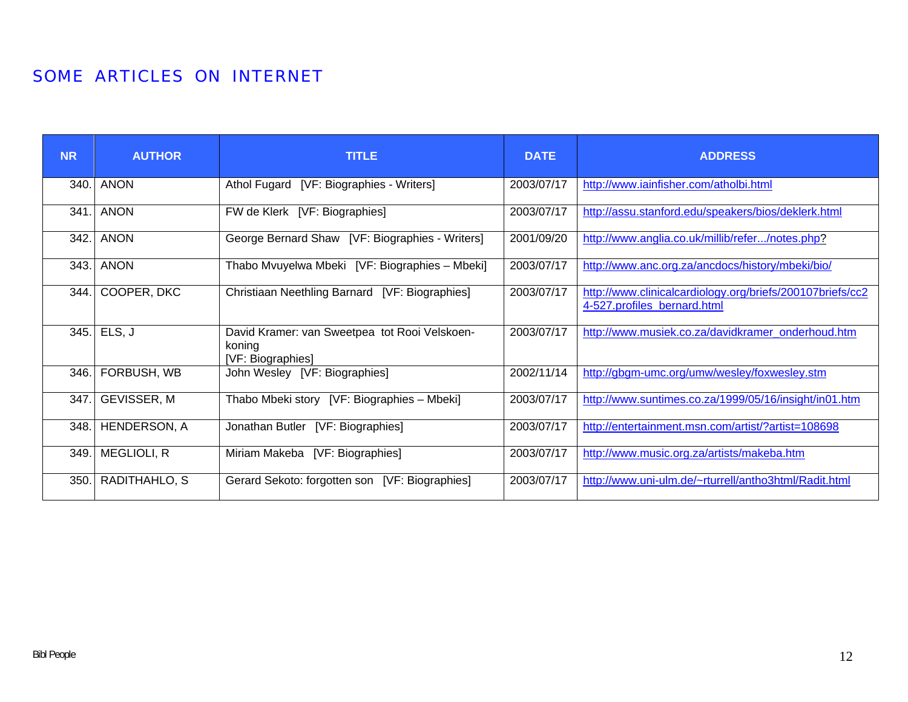# SOME ARTICLES ON INTERNET

| NR | AUTHOR | TITLE | DATE | ADDRESS |
|---|---|---|---|---|
| 340. | ANON | Athol Fugard [VF: Biographies - Writers] | 2003/07/17 | http://www.iainfisher.com/atholbi.html |
| 341. | ANON | FW de Klerk [VF: Biographies] | 2003/07/17 | http://assu.stanford.edu/speakers/bios/deklerk.html |
| 342. | ANON | George Bernard Shaw [VF: Biographies - Writers] | 2001/09/20 | http://www.anglia.co.uk/millib/refer.../notes.php? |
| 343. | ANON | Thabo Mvuyelwa Mbeki [VF: Biographies – Mbeki] | 2003/07/17 | http://www.anc.org.za/ancdocs/history/mbeki/bio/ |
| 344. | COOPER, DKC | Christiaan Neethling Barnard [VF: Biographies] | 2003/07/17 | http://www.clinicalcardiology.org/briefs/200107briefs/cc24-527.profiles_bernard.html |
| 345. | ELS, J | David Kramer: van Sweetpea tot Rooi Velskoen-koning [VF: Biographies] | 2003/07/17 | http://www.musiek.co.za/davidkramer_onderhoud.htm |
| 346. | FORBUSH, WB | John Wesley [VF: Biographies] | 2002/11/14 | http://gbgm-umc.org/umw/wesley/foxwesley.stm |
| 347. | GEVISSER, M | Thabo Mbeki story [VF: Biographies – Mbeki] | 2003/07/17 | http://www.suntimes.co.za/1999/05/16/insight/in01.htm |
| 348. | HENDERSON, A | Jonathan Butler [VF: Biographies] | 2003/07/17 | http://entertainment.msn.com/artist/?artist=108698 |
| 349. | MEGLIOLI, R | Miriam Makeba [VF: Biographies] | 2003/07/17 | http://www.music.org.za/artists/makeba.htm |
| 350. | RADITHAHLO, S | Gerard Sekoto: forgotten son [VF: Biographies] | 2003/07/17 | http://www.uni-ulm.de/~rturrell/antho3html/Radit.html |